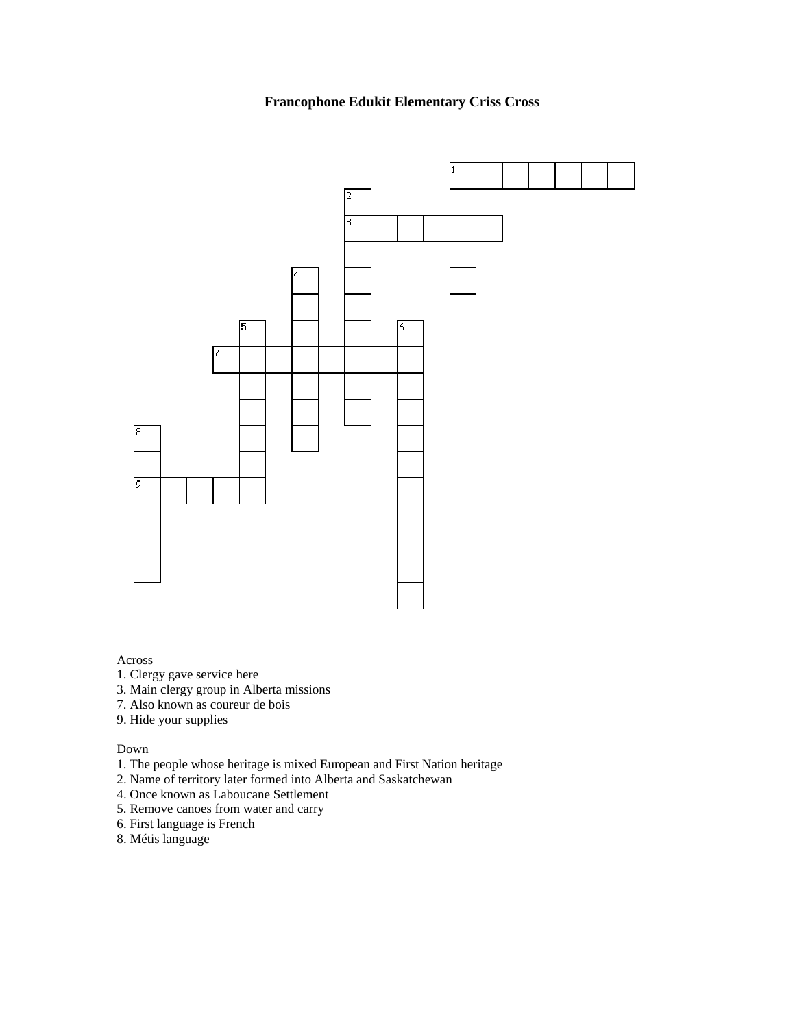# Francophone Edukit Elementary Criss Cross

Across

1. Clergy gave service here
3. Main clergy group in Alberta missions
7. Also known as coureur de bois
9. Hide your supplies

Down

1. The people whose heritage is mixed European and First Nation heritage
2. Name of territory later formed into Alberta and Saskatchewan
4. Once known as Laboucane Settlement
5. Remove canoes from water and carry
6. First language is French
8. Métis language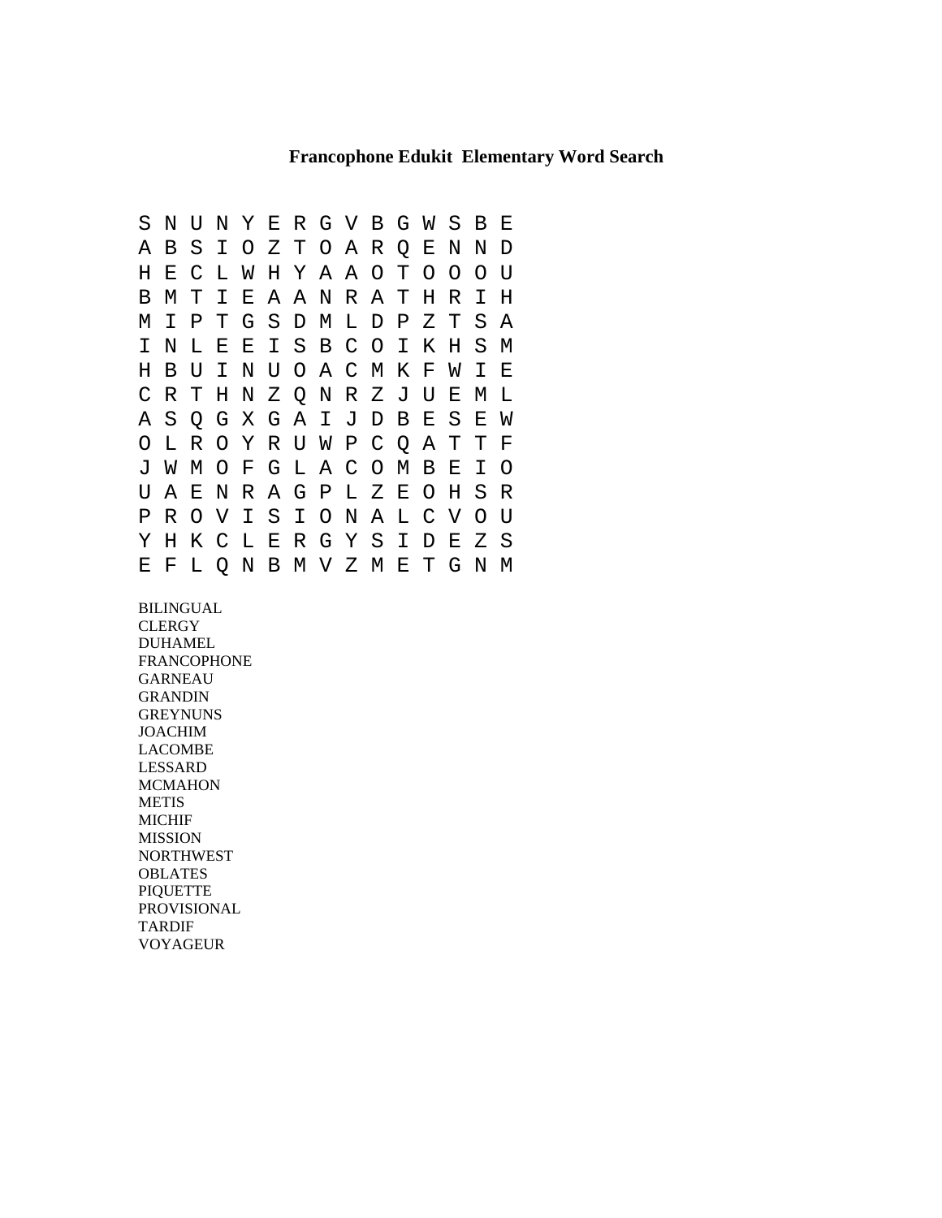# Francophone Edukit Elementary Word Search

```
S N U N Y E R G V B G W S B E
A B S I O Z T O A R Q E N N D
H E C L W H Y A A O T O O O U
B M T I E A A N R A T H R I H
M I P T G S D M L D P Z T S A
I N L E E I S B C O I K H S M
H B U I N U O A C M K F W I E
C R T H N Z Q N R Z J U E M L
A S Q G X G A I J D B E S E W
O L R O Y R U W P C Q A T T F
J W M O F G L A C O M B E I O
U A E N R A G P L Z E O H S R
P R O V I S I O N A L C V O U
Y H K C L E R G Y S I D E Z S
E F L Q N B M V Z M E T G N M
```

BILINGUAL
CLERGY
DUHAMEL
FRANCOPHONE
GARNEAU
GRANDIN
GREYNUNS
JOACHIM
LACOMBE
LESSARD
MCMAHON
METIS
MICHIF
MISSION
NORTHWEST
OBLATES
PIQUETTE
PROVISIONAL
TARDIF
VOYAGEUR